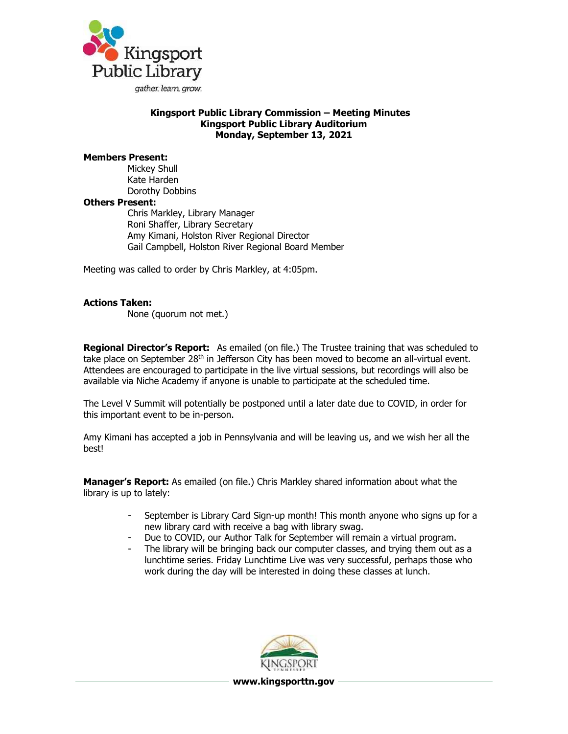Kingsport Public Library

*gather. learn. grow.*

**Kingsport Public Library Commission – Meeting Minutes**
**Kingsport Public Library Auditorium**
**Monday, September 13, 2021**

**Members Present:**

Mickey Shull
Kate Harden
Dorothy Dobbins

**Others Present:**

Chris Markley, Library Manager
Roni Shaffer, Library Secretary
Amy Kimani, Holston River Regional Director
Gail Campbell, Holston River Regional Board Member

Meeting was called to order by Chris Markley, at 4:05pm.

**Actions Taken:**

None (quorum not met.)

**Regional Director's Report:** As emailed (on file.) The Trustee training that was scheduled to take place on September 28th in Jefferson City has been moved to become an all-virtual event. Attendees are encouraged to participate in the live virtual sessions, but recordings will also be available via Niche Academy if anyone is unable to participate at the scheduled time.

The Level V Summit will potentially be postponed until a later date due to COVID, in order for this important event to be in-person.

Amy Kimani has accepted a job in Pennsylvania and will be leaving us, and we wish her all the best!

**Manager's Report:** As emailed (on file.) Chris Markley shared information about what the library is up to lately:

- September is Library Card Sign-up month! This month anyone who signs up for a new library card with receive a bag with library swag.
- Due to COVID, our Author Talk for September will remain a virtual program.
- The library will be bringing back our computer classes, and trying them out as a lunchtime series. Friday Lunchtime Live was very successful, perhaps those who work during the day will be interested in doing these classes at lunch.

www.kingsporttn.gov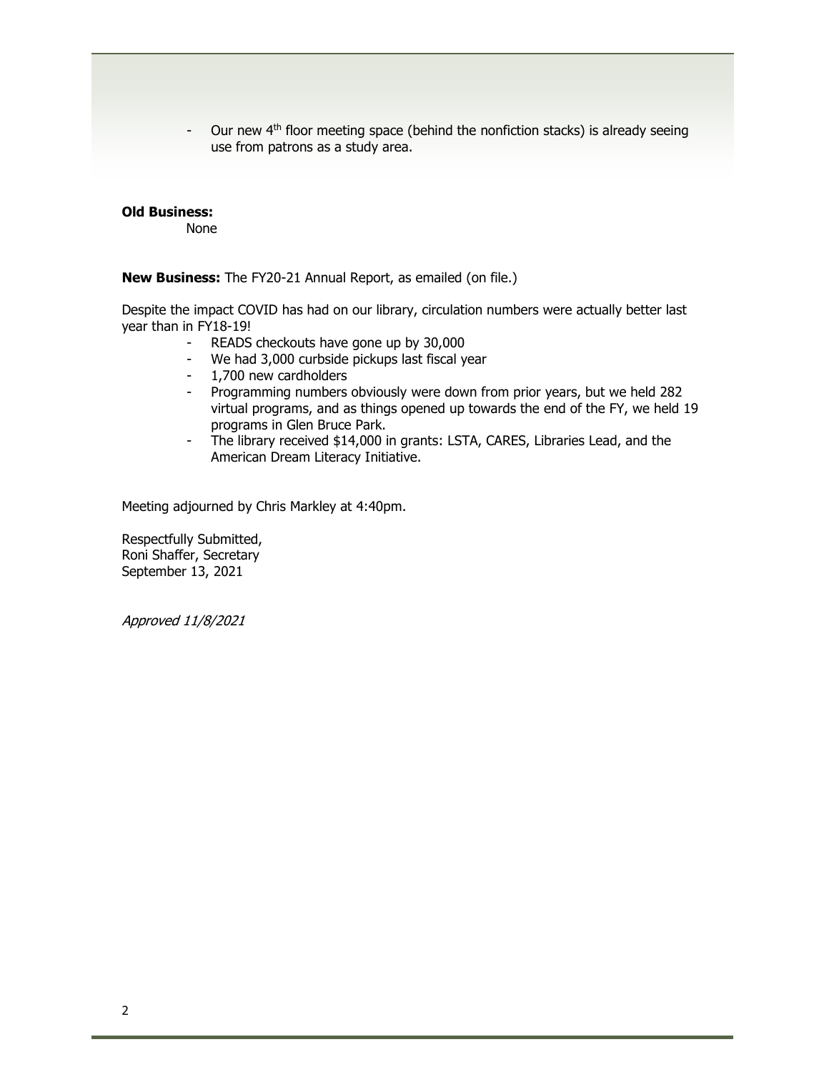- Our new 4th floor meeting space (behind the nonfiction stacks) is already seeing use from patrons as a study area.

**Old Business:**

None

**New Business:** The FY20-21 Annual Report, as emailed (on file.)

Despite the impact COVID has had on our library, circulation numbers were actually better last year than in FY18-19!

- READS checkouts have gone up by 30,000
- We had 3,000 curbside pickups last fiscal year
- 1,700 new cardholders
- Programming numbers obviously were down from prior years, but we held 282 virtual programs, and as things opened up towards the end of the FY, we held 19 programs in Glen Bruce Park.
- The library received $14,000 in grants: LSTA, CARES, Libraries Lead, and the American Dream Literacy Initiative.

Meeting adjourned by Chris Markley at 4:40pm.

Respectfully Submitted,
Roni Shaffer, Secretary
September 13, 2021

*Approved 11/8/2021*